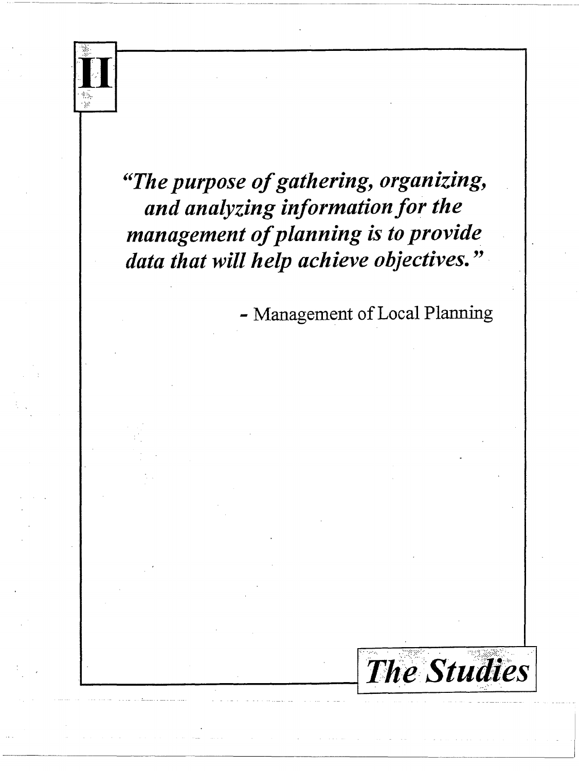# II

*"The purpose of gathering, organizing, and analyzing information for the management of planning is to provide data that will help achieve objectives."*

\- Management of Local Planning

# The Studies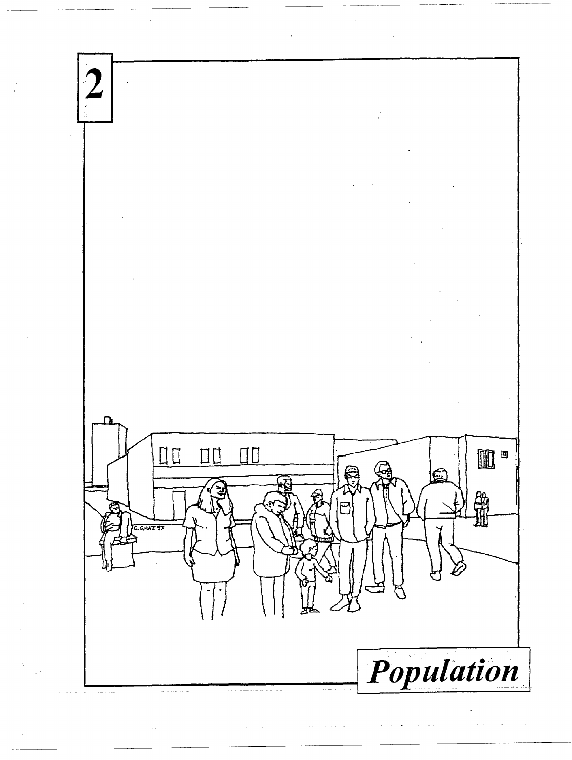# 2

# *Population*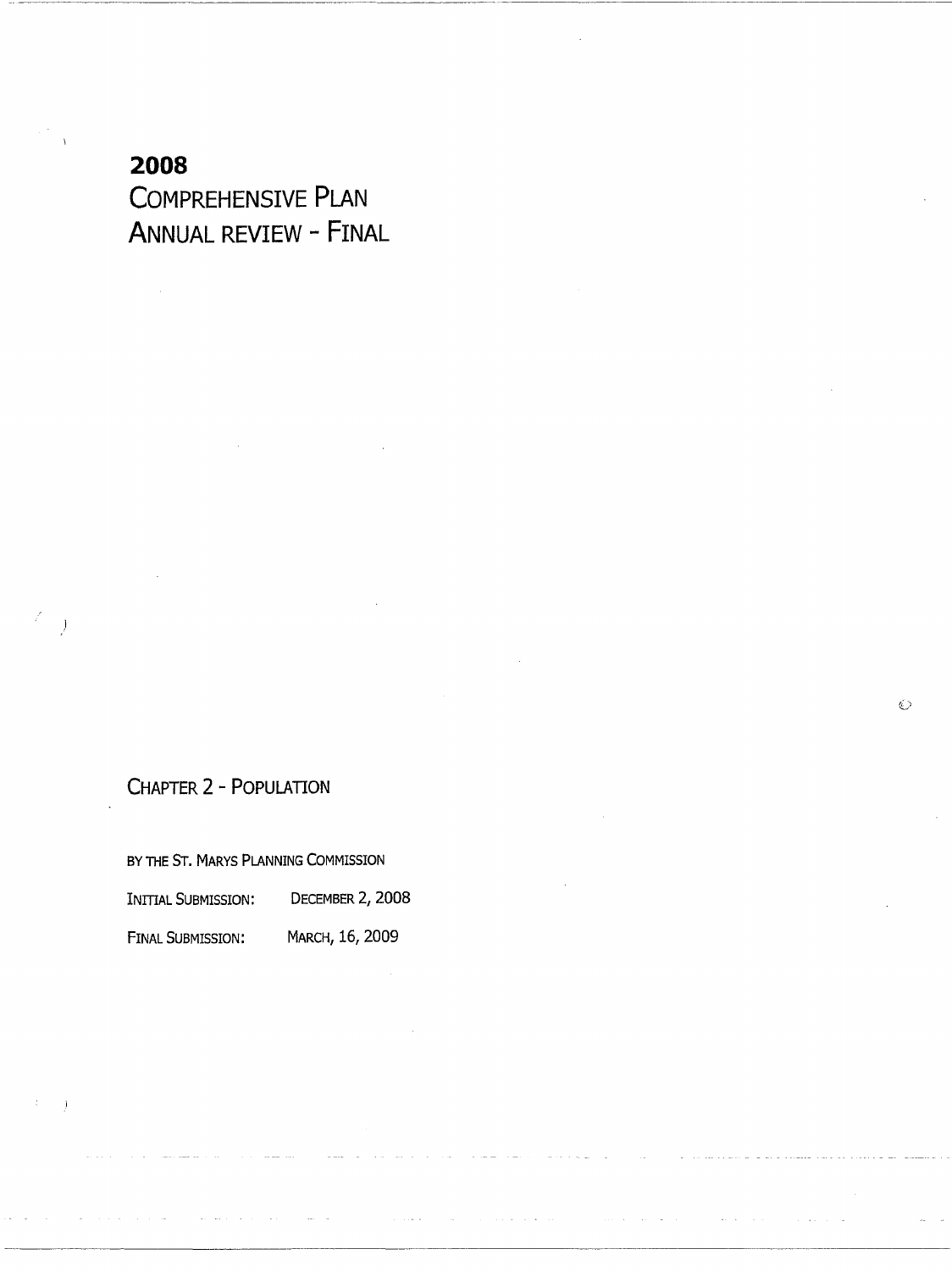# 2008

# Comprehensive Plan

# Annual review - Final

## Chapter 2 - Population

By the St. Marys Planning Commission

Initial Submission: December 2, 2008

Final Submission: March, 16, 2009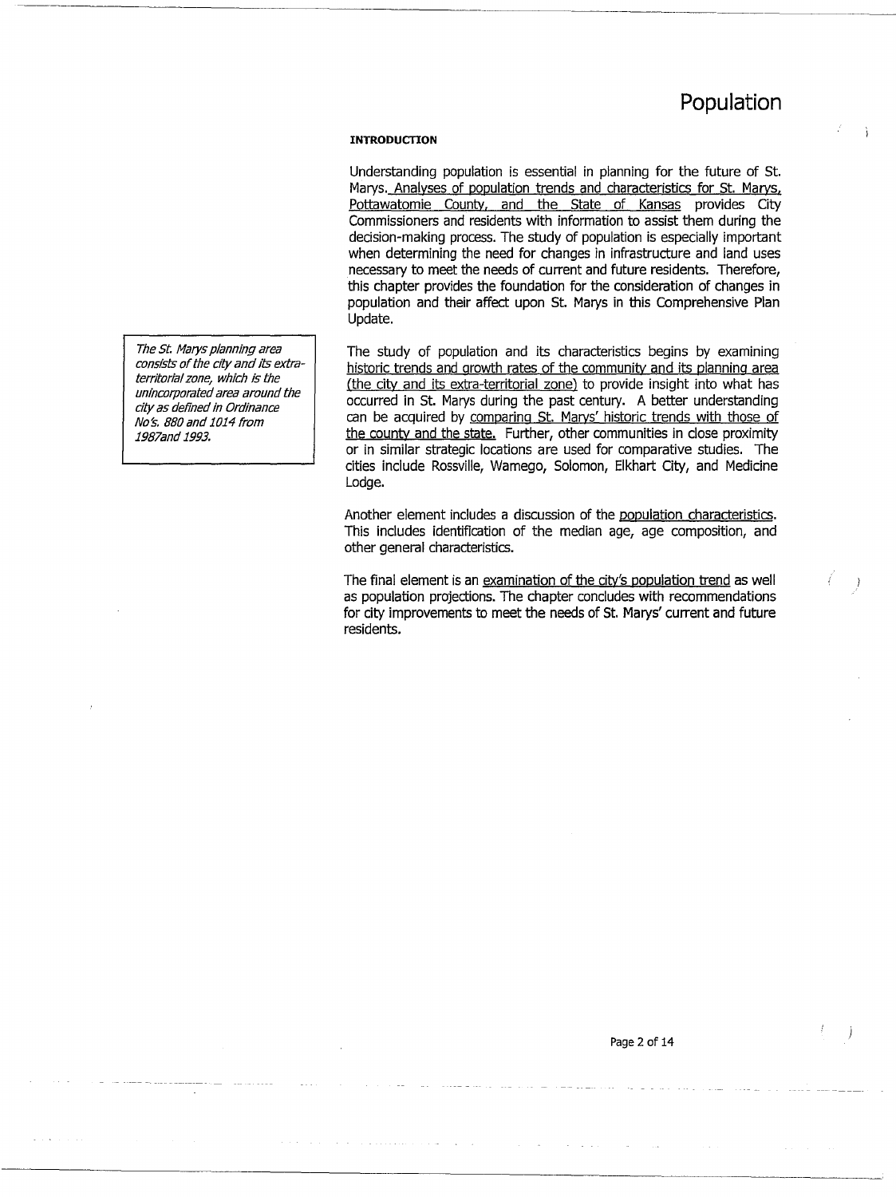# Population

**INTRODUCTION**

Understanding population is essential in planning for the future of St. Marys. Analyses of population trends and characteristics for St. Marys, Pottawatomie County, and the State of Kansas provides City Commissioners and residents with information to assist them during the decision-making process. The study of population is especially important when determining the need for changes in infrastructure and land uses necessary to meet the needs of current and future residents. Therefore, this chapter provides the foundation for the consideration of changes in population and their affect upon St. Marys in this Comprehensive Plan Update.

*The St. Marys planning area consists of the city and its extra-territorial zone, which is the unincorporated area around the city as defined in Ordinance No's. 880 and 1014 from 1987and 1993.*

The study of population and its characteristics begins by examining historic trends and growth rates of the community and its planning area (the city and its extra-territorial zone) to provide insight into what has occurred in St. Marys during the past century. A better understanding can be acquired by comparing St. Marys' historic trends with those of the county and the state. Further, other communities in close proximity or in similar strategic locations are used for comparative studies. The cities include Rossville, Wamego, Solomon, Elkhart City, and Medicine Lodge.

Another element includes a discussion of the population characteristics. This includes identification of the median age, age composition, and other general characteristics.

The final element is an examination of the city's population trend as well as population projections. The chapter concludes with recommendations for city improvements to meet the needs of St. Marys' current and future residents.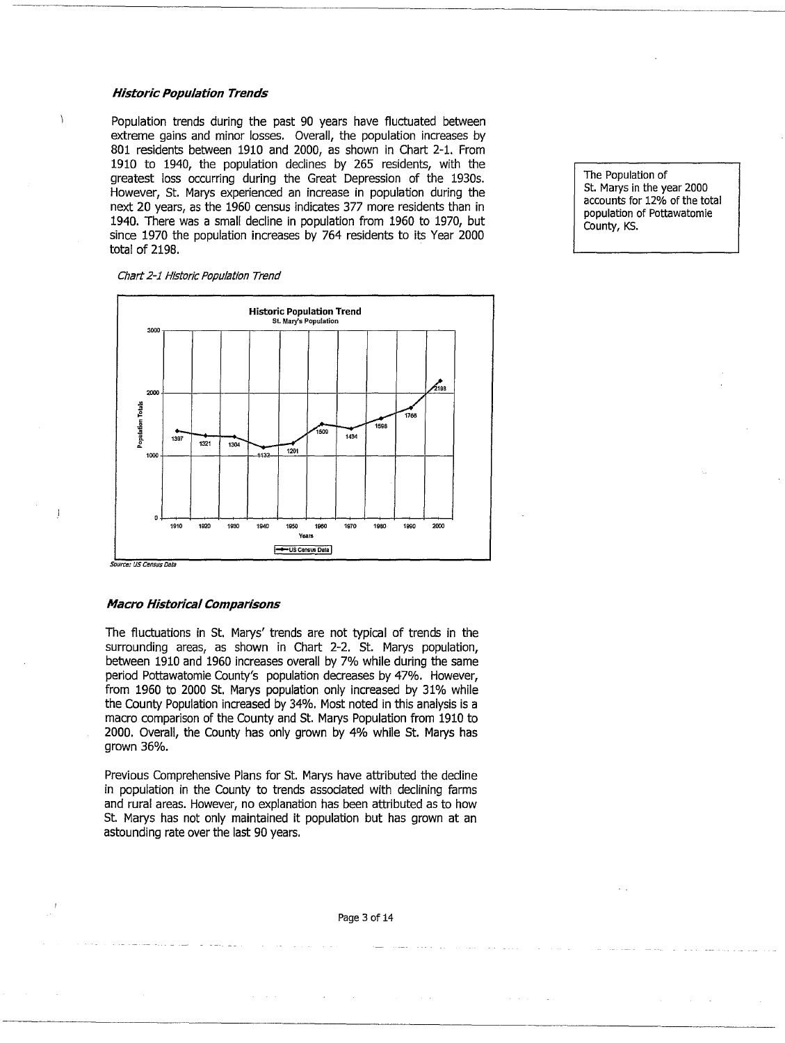### *Historic Population Trends*

Population trends during the past 90 years have fluctuated between extreme gains and minor losses. Overall, the population increases by 801 residents between 1910 and 2000, as shown in Chart 2-1. From 1910 to 1940, the population declines by 265 residents, with the greatest loss occurring during the Great Depression of the 1930s. However, St. Marys experienced an increase in population during the next 20 years, as the 1960 census indicates 377 more residents than in 1940. There was a small decline in population from 1960 to 1970, but since 1970 the population increases by 764 residents to its Year 2000 total of 2198.

The Population of St. Marys in the year 2000 accounts for 12% of the total population of Pottawatomie County, KS.

*Chart 2-1 Historic Population Trend*

**Historic Population Trend**
St. Mary's Population

| Years | 1910 | 1920 | 1930 | 1940 | 1950 | 1960 | 1970 | 1980 | 1990 | 2000 |
|---|---|---|---|---|---|---|---|---|---|---|
| Population Totals (US Census Data) | 1397 | 1321 | 1304 | 1132 | 1201 | 1509 | 1434 | 1598 | 1766 | 2198 |

*Source: US Census Data*

### *Macro Historical Comparisons*

The fluctuations in St. Marys' trends are not typical of trends in the surrounding areas, as shown in Chart 2-2. St. Marys population, between 1910 and 1960 increases overall by 7% while during the same period Pottawatomie County's population decreases by 47%. However, from 1960 to 2000 St. Marys population only increased by 31% while the County Population increased by 34%. Most noted in this analysis is a macro comparison of the County and St. Marys Population from 1910 to 2000. Overall, the County has only grown by 4% while St. Marys has grown 36%.

Previous Comprehensive Plans for St. Marys have attributed the decline in population in the County to trends associated with declining farms and rural areas. However, no explanation has been attributed as to how St. Marys has not only maintained it population but has grown at an astounding rate over the last 90 years.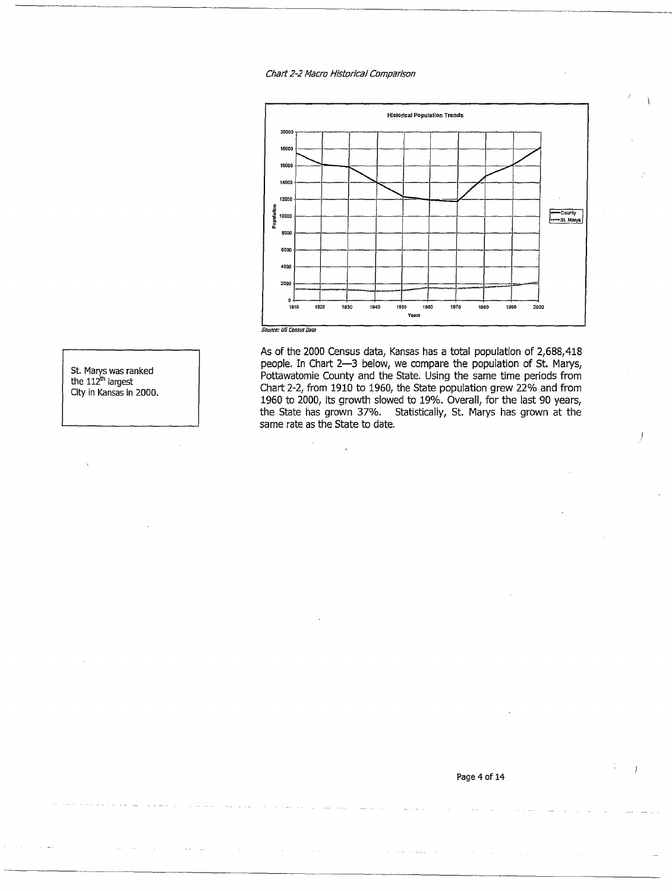*Chart 2-2 Macro Historical Comparison*

*Source: US Census Data*

St. Marys was ranked the 112th largest City in Kansas in 2000.

As of the 2000 Census data, Kansas has a total population of 2,688,418 people. In Chart 2—3 below, we compare the population of St. Marys, Pottawatomie County and the State. Using the same time periods from Chart 2-2, from 1910 to 1960, the State population grew 22% and from 1960 to 2000, its growth slowed to 19%. Overall, for the last 90 years, the State has grown 37%. Statistically, St. Marys has grown at the same rate as the State to date.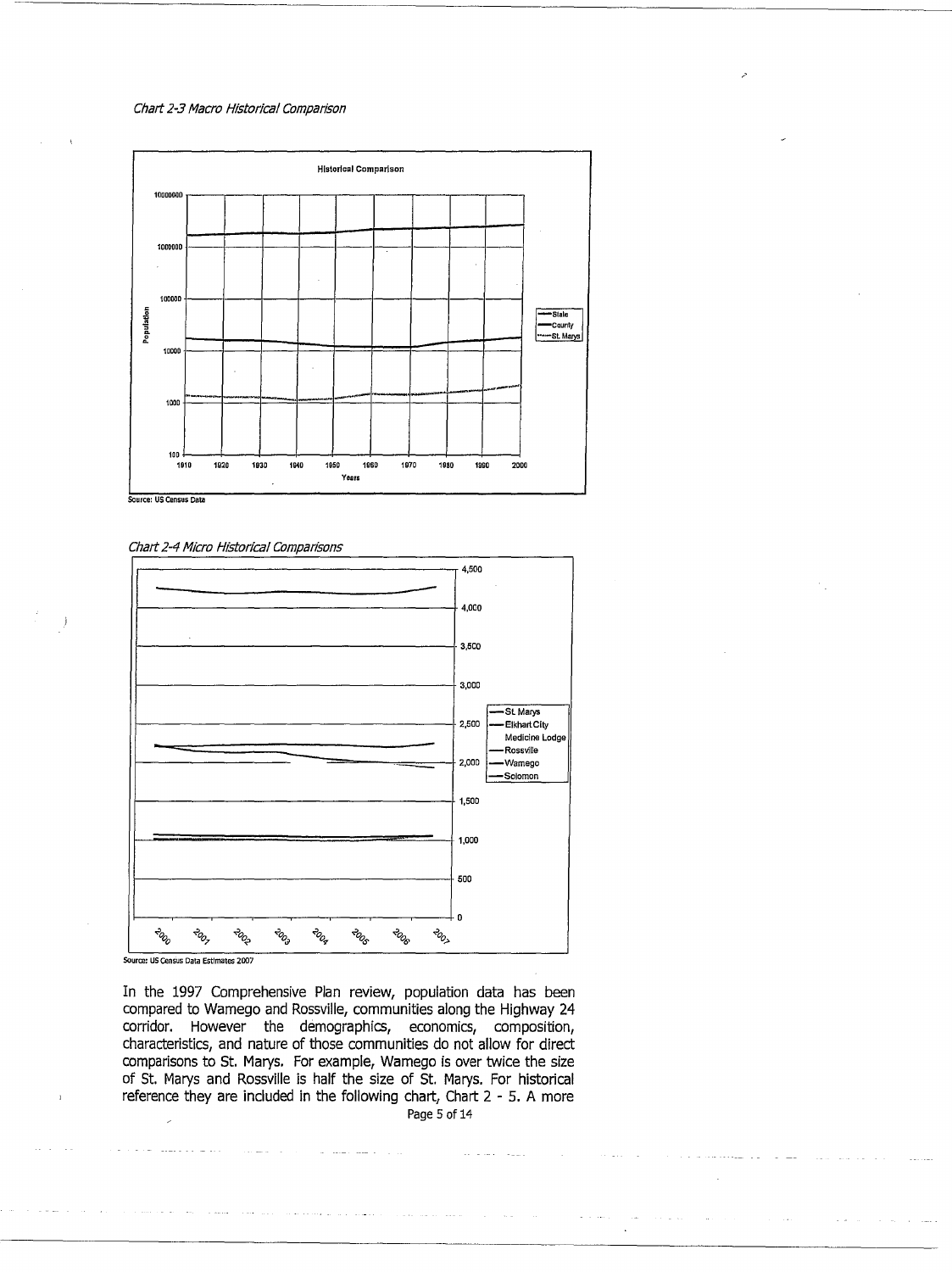*Chart 2-3 Macro Historical Comparison*

Source: US Census Data

*Chart 2-4 Micro Historical Comparisons*

Source: US Census Data Estimates 2007

In the 1997 Comprehensive Plan review, population data has been compared to Wamego and Rossville, communities along the Highway 24 corridor. However the demographics, economics, composition, characteristics, and nature of those communities do not allow for direct comparisons to St. Marys. For example, Wamego is over twice the size of St. Marys and Rossville is half the size of St. Marys. For historical reference they are included in the following chart, Chart 2 - 5. A more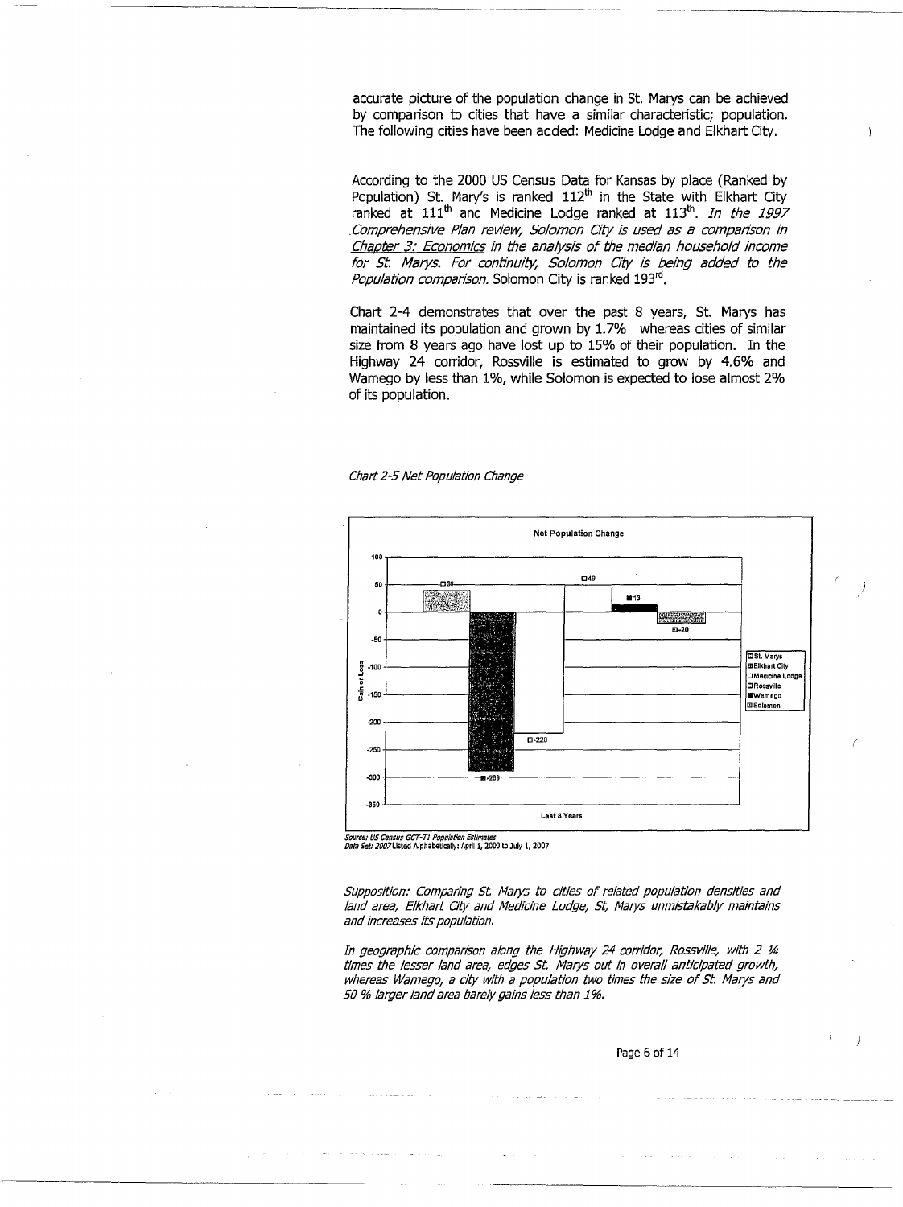accurate picture of the population change in St. Marys can be achieved by comparison to cities that have a similar characteristic; population. The following cities have been added: Medicine Lodge and Elkhart City.

According to the 2000 US Census Data for Kansas by place (Ranked by Population) St. Mary's is ranked 112[th] in the State with Elkhart City ranked at 111[th] and Medicine Lodge ranked at 113[th]. *In the 1997 Comprehensive Plan review, Solomon City is used as a comparison in Chapter 3: Economics in the analysis of the median household income for St. Marys. For continuity, Solomon City is being added to the Population comparison.* Solomon City is ranked 193[rd].

Chart 2-4 demonstrates that over the past 8 years, St. Marys has maintained its population and grown by 1.7% whereas cities of similar size from 8 years ago have lost up to 15% of their population. In the Highway 24 corridor, Rossville is estimated to grow by 4.6% and Wamego by less than 1%, while Solomon is expected to lose almost 2% of its population.

*Chart 2-5 Net Population Change*

**Net Population Change**

| Last 8 Years | Gain or Loss |
|---|---|
| St. Marys | 38 |
| Elkhart City | -289 |
| Medicine Lodge | -220 |
| Rossville | 49 |
| Wamego | 13 |
| Solomon | -20 |

*Source: US Census GCT-T1 Population Estimates*
*Data Set: 2007* Listed Alphabetically: April 1, 2000 to July 1, 2007

*Supposition: Comparing St. Marys to cities of related population densities and land area, Elkhart City and Medicine Lodge, St, Marys unmistakably maintains and increases its population.*

*In geographic comparison along the Highway 24 corridor, Rossville, with 2 ¼ times the lesser land area, edges St. Marys out in overall anticipated growth, whereas Wamego, a city with a population two times the size of St. Marys and 50 % larger land area barely gains less than 1%.*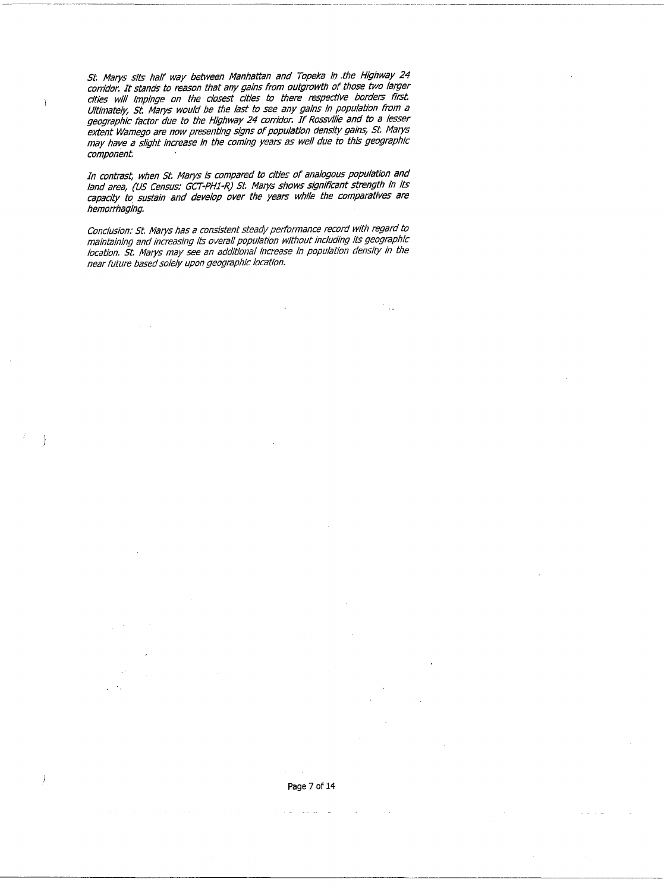*St. Marys sits half way between Manhattan and Topeka in the Highway 24 corridor. It stands to reason that any gains from outgrowth of those two larger cities will impinge on the closest cities to there respective borders first. Ultimately, St. Marys would be the last to see any gains in population from a geographic factor due to the Highway 24 corridor. If Rossville and to a lesser extent Wamego are now presenting signs of population density gains, St. Marys may have a slight increase in the coming years as well due to this geographic component.*

*In contrast, when St. Marys is compared to cities of analogous population and land area, (US Census: GCT-PH1-R) St. Marys shows significant strength in its capacity to sustain and develop over the years while the comparatives are hemorrhaging.*

*Conclusion: St. Marys has a consistent steady performance record with regard to maintaining and increasing its overall population without including its geographic location. St. Marys may see an additional increase in population density in the near future based solely upon geographic location.*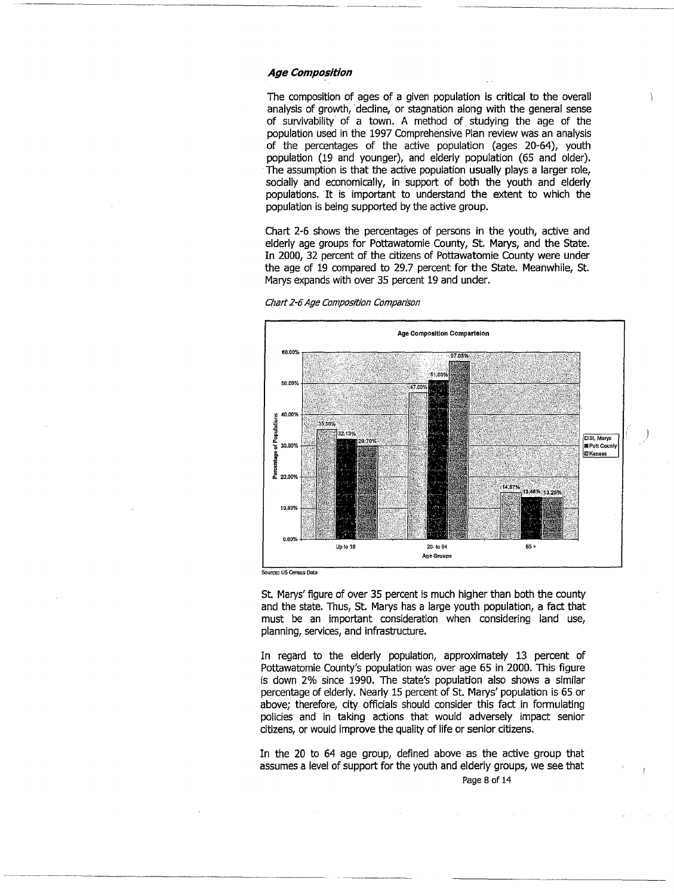### *Age Composition*

The composition of ages of a given population is critical to the overall analysis of growth, decline, or stagnation along with the general sense of survivability of a town. A method of studying the age of the population used in the 1997 Comprehensive Plan review was an analysis of the percentages of the active population (ages 20-64), youth population (19 and younger), and elderly population (65 and older). The assumption is that the active population usually plays a larger role, socially and economically, in support of both the youth and elderly populations. It is important to understand the extent to which the population is being supported by the active group.

Chart 2-6 shows the percentages of persons in the youth, active and elderly age groups for Pottawatomie County, St. Marys, and the State. In 2000, 32 percent of the citizens of Pottawatomie County were under the age of 19 compared to 29.7 percent for the State. Meanwhile, St. Marys expands with over 35 percent 19 and under.

*Chart 2-6 Age Composition Comparison*

**Age Composition Comparision**

| Age Groups | St. Marys | Pott County | Kansas |
|---|---|---|---|
| Up to 19 | 35.00% | 32.13% | 29.70% |
| 20- to 64 | 47.00% | 51.00% | 57.05% |
| 65 + | 14.97% | 13.46% | 13.25% |

Source: US Census Data

St. Marys' figure of over 35 percent is much higher than both the county and the state. Thus, St. Marys has a large youth population, a fact that must be an important consideration when considering land use, planning, services, and infrastructure.

In regard to the elderly population, approximately 13 percent of Pottawatomie County's population was over age 65 in 2000. This figure is down 2% since 1990. The state's population also shows a similar percentage of elderly. Nearly 15 percent of St. Marys' population is 65 or above; therefore, city officials should consider this fact in formulating policies and in taking actions that would adversely impact senior citizens, or would improve the quality of life or senior citizens.

In the 20 to 64 age group, defined above as the active group that assumes a level of support for the youth and elderly groups, we see that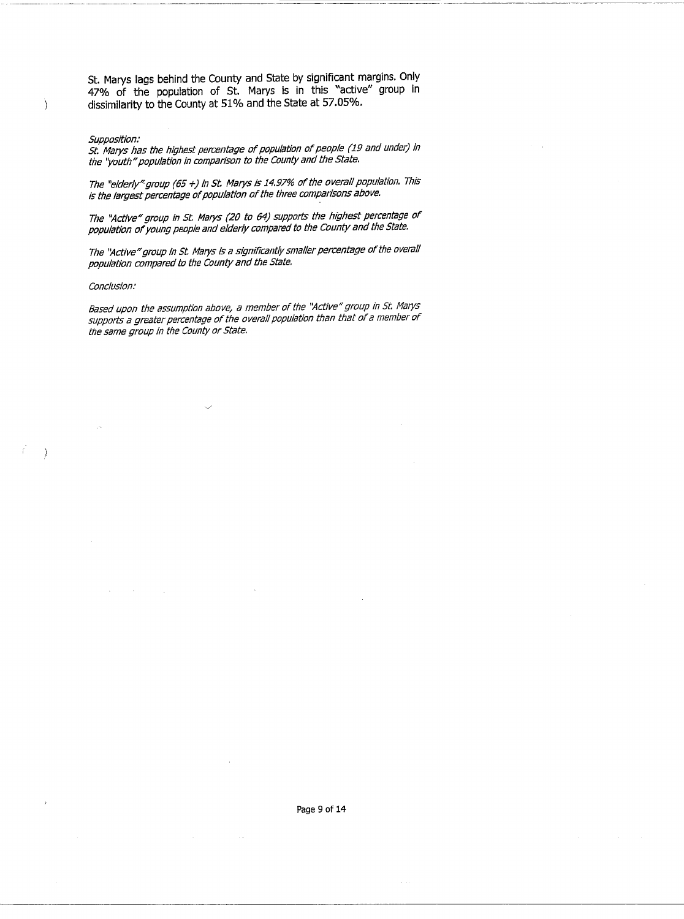St. Marys lags behind the County and State by significant margins. Only 47% of the population of St. Marys is in this "active" group in dissimilarity to the County at 51% and the State at 57.05%.

*Supposition:*

*St. Marys has the highest percentage of population of people (19 and under) in the "youth" population in comparison to the County and the State.*

*The "elderly" group (65 +) in St. Marys is 14.97% of the overall population. This is the largest percentage of population of the three comparisons above.*

*The "Active" group in St. Marys (20 to 64) supports the highest percentage of population of young people and elderly compared to the County and the State.*

*The "Active" group in St. Marys is a significantly smaller percentage of the overall population compared to the County and the State.*

*Conclusion:*

*Based upon the assumption above, a member of the "Active" group in St. Marys supports a greater percentage of the overall population than that of a member of the same group in the County or State.*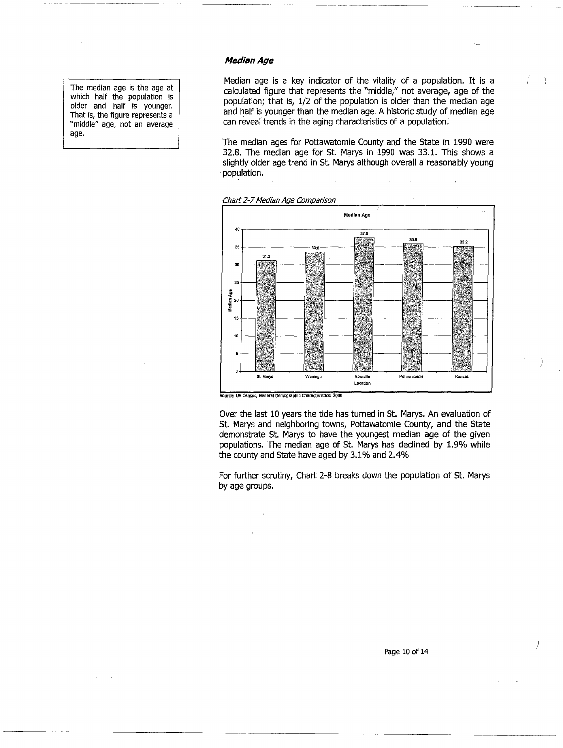The median age is the age at which half the population is older and half is younger. That is, the figure represents a "middle" age, not an average age.

### *Median Age*

Median age is a key indicator of the vitality of a population. It is a calculated figure that represents the "middle," not average, age of the population; that is, 1/2 of the population is older than the median age and half is younger than the median age. A historic study of median age can reveal trends in the aging characteristics of a population.

The median ages for Pottawatomie County and the State in 1990 were 32.8. The median age for St. Marys in 1990 was 33.1. This shows a slightly older age trend in St. Marys although overall a reasonably young population.

*Chart 2-7 Median Age Comparison*

**Median Age**

| Location | Median Age |
|---|---|
| St. Marys | 31.2 |
| Wamego | 33.6 |
| Rossville | 37.0 |
| Pottawatomie | 35.9 |
| Kansas | 35.2 |

Source: US Census, General Demographic Characteristics: 2000

Over the last 10 years the tide has turned in St. Marys. An evaluation of St. Marys and neighboring towns, Pottawatomie County, and the State demonstrate St. Marys to have the youngest median age of the given populations. The median age of St. Marys has declined by 1.9% while the county and State have aged by 3.1% and 2.4%

For further scrutiny, Chart 2-8 breaks down the population of St. Marys by age groups.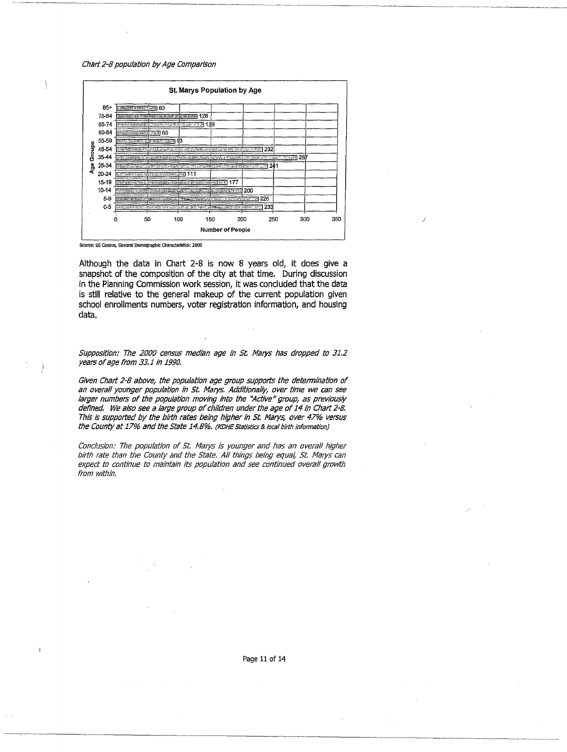*Chart 2-8 population by Age Comparison*

**St. Marys Population by Age**

| Age Groups | Number of People |
|---|---|
| 85+ | 63 |
| 75-84 | 128 |
| 65-74 | 138 |
| 60-64 | 69 |
| 55-59 | 93 |
| 45-54 | 232 |
| 35-44 | 287 |
| 25-34 | 241 |
| 20-24 | 111 |
| 15-19 | 177 |
| 10-14 | 200 |
| 5-9 | 226 |
| 0-5 | 233 |

Source: US Census, General Demographic Characteristics: 2000

Although the data in Chart 2-8 is now 8 years old, it does give a snapshot of the composition of the city at that time. During discussion in the Planning Commission work session, it was concluded that the data is still relative to the general makeup of the current population given school enrollments numbers, voter registration information, and housing data.

*Supposition: The 2000 census median age in St. Marys has dropped to 31.2 years of age from 33.1 in 1990.*

*Given Chart 2-8 above, the population age group supports the determination of an overall younger population in St. Marys. Additionally, over time we can see larger numbers of the population moving into the "Active" group, as previously defined. We also see a large group of children under the age of 14 in Chart 2-8. This is supported by the birth rates being higher in St. Marys, over 47% versus the County at 17% and the State 14.8%. (KDHE Statistics & local birth information)*

*Conclusion: The population of St. Marys is younger and has an overall higher birth rate than the County and the State. All things being equal, St. Marys can expect to continue to maintain its population and see continued overall growth from within.*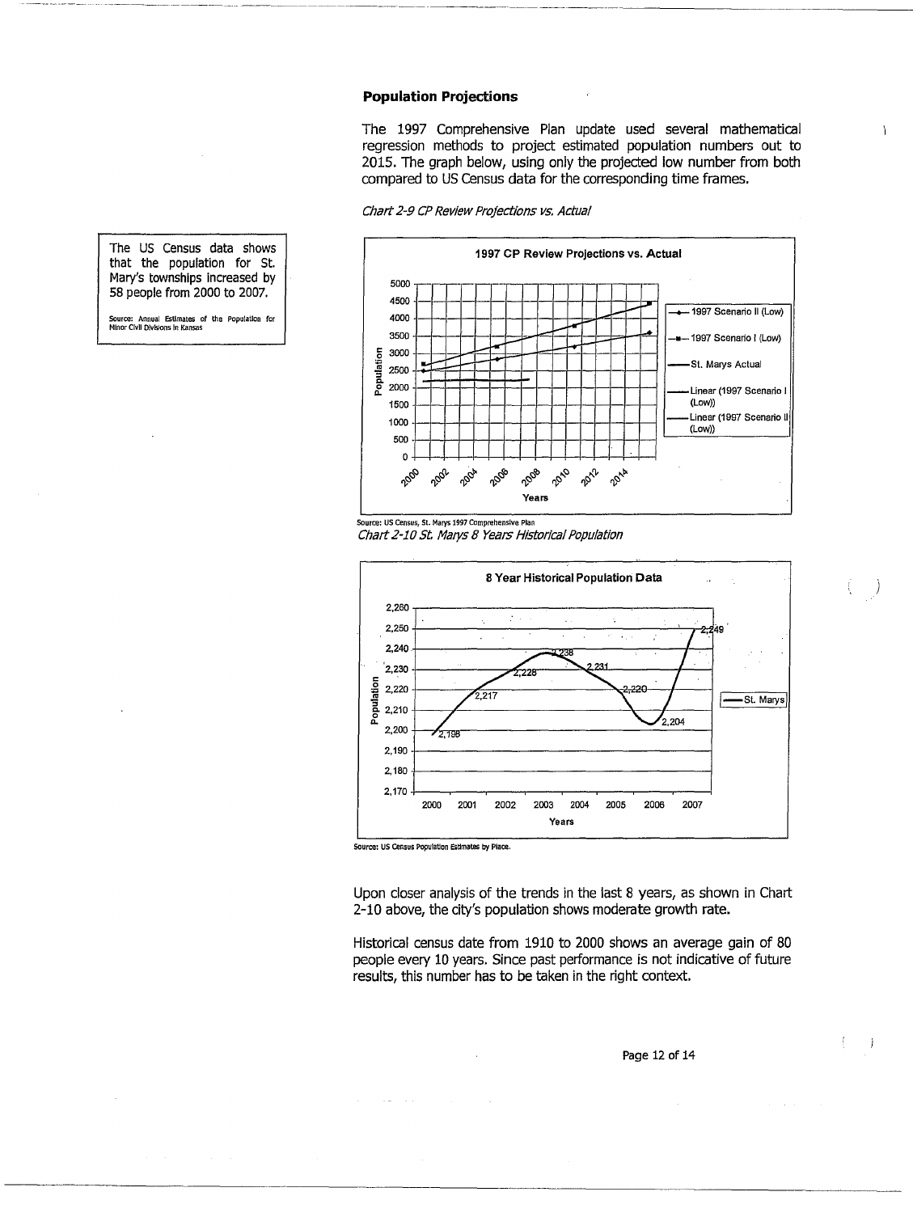## Population Projections

The 1997 Comprehensive Plan update used several mathematical regression methods to project estimated population numbers out to 2015. The graph below, using only the projected low number from both compared to US Census data for the corresponding time frames.

> The US Census data shows that the population for St. Mary's townships increased by 58 people from 2000 to 2007.
>
> Source: Annual Estimates of the Population for Minor Civil Divisions in Kansas

*Chart 2-9 CP Review Projections vs. Actual*

Source: US Census, St. Marys 1997 Comprehensive Plan

*Chart 2-10 St. Marys 8 Years Historical Population*

Source: US Census Population Estimates by Place.

Upon closer analysis of the trends in the last 8 years, as shown in Chart 2-10 above, the city's population shows moderate growth rate.

Historical census date from 1910 to 2000 shows an average gain of 80 people every 10 years. Since past performance is not indicative of future results, this number has to be taken in the right context.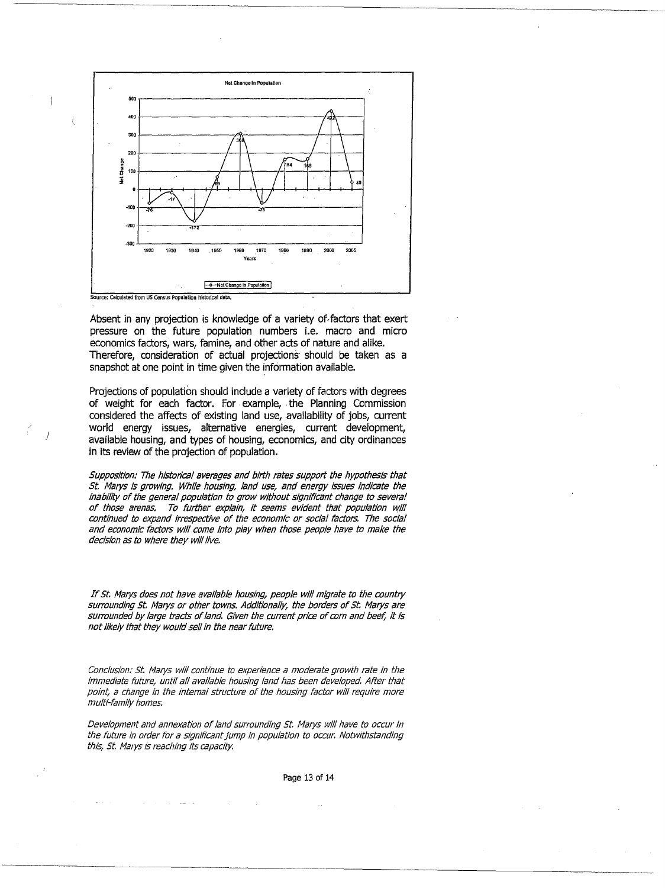Net Change in Population

| Years | 1920 | 1930 | 1940 | 1950 | 1960 | 1970 | 1980 | 1990 | 2000 | 2005 |
|---|---|---|---|---|---|---|---|---|---|---|
| Net Change | -76 | -17 | -172 | 69 | 308 | -76 | 164 | 168 | 432 | 40 |

Source: Calculated from US Census Population historical data.

Absent in any projection is knowledge of a variety of factors that exert pressure on the future population numbers i.e. macro and micro economics factors, wars, famine, and other acts of nature and alike. Therefore, consideration of actual projections should be taken as a snapshot at one point in time given the information available.

Projections of population should include a variety of factors with degrees of weight for each factor. For example, the Planning Commission considered the affects of existing land use, availability of jobs, current world energy issues, alternative energies, current development, available housing, and types of housing, economics, and city ordinances in its review of the projection of population.

*Supposition: The historical averages and birth rates support the hypothesis that St. Marys is growing. While housing, land use, and energy issues indicate the inability of the general population to grow without significant change to several of those arenas. To further explain, it seems evident that population will continued to expand irrespective of the economic or social factors. The social and economic factors will come into play when those people have to make the decision as to where they will live.*

*If St. Marys does not have available housing, people will migrate to the country surrounding St. Marys or other towns. Additionally, the borders of St. Marys are surrounded by large tracts of land. Given the current price of corn and beef, it is not likely that they would sell in the near future.*

*Conclusion: St. Marys will continue to experience a moderate growth rate in the immediate future, until all available housing land has been developed. After that point, a change in the internal structure of the housing factor will require more multi-family homes.*

*Development and annexation of land surrounding St. Marys will have to occur in the future in order for a significant jump in population to occur. Notwithstanding this, St. Marys is reaching its capacity.*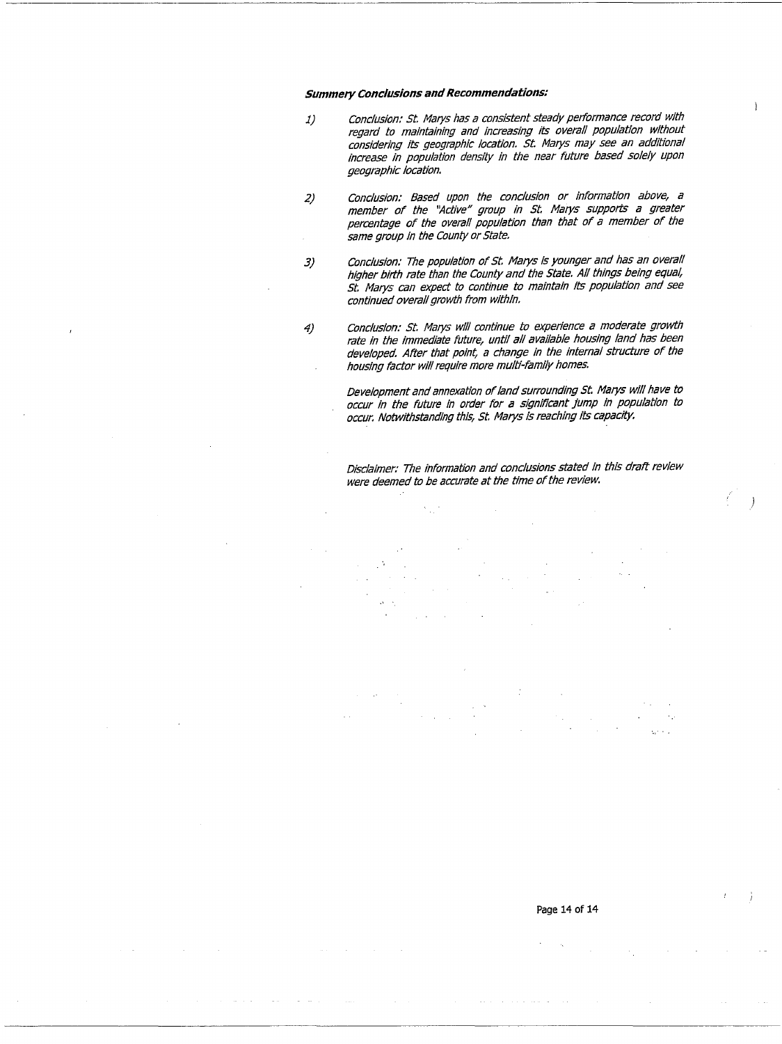***Summery Conclusions and Recommendations:***

1) *Conclusion: St. Marys has a consistent steady performance record with regard to maintaining and increasing its overall population without considering its geographic location. St. Marys may see an additional increase in population density in the near future based solely upon geographic location.*

2) *Conclusion: Based upon the conclusion or information above, a member of the "Active" group in St. Marys supports a greater percentage of the overall population than that of a member of the same group in the County or State.*

3) *Conclusion: The population of St. Marys is younger and has an overall higher birth rate than the County and the State. All things being equal, St. Marys can expect to continue to maintain its population and see continued overall growth from within.*

4) *Conclusion: St. Marys will continue to experience a moderate growth rate in the immediate future, until all available housing land has been developed. After that point, a change in the internal structure of the housing factor will require more multi-family homes.*

   *Development and annexation of land surrounding St. Marys will have to occur in the future in order for a significant jump in population to occur. Notwithstanding this, St. Marys is reaching its capacity.*

*Disclaimer: The information and conclusions stated in this draft review were deemed to be accurate at the time of the review.*